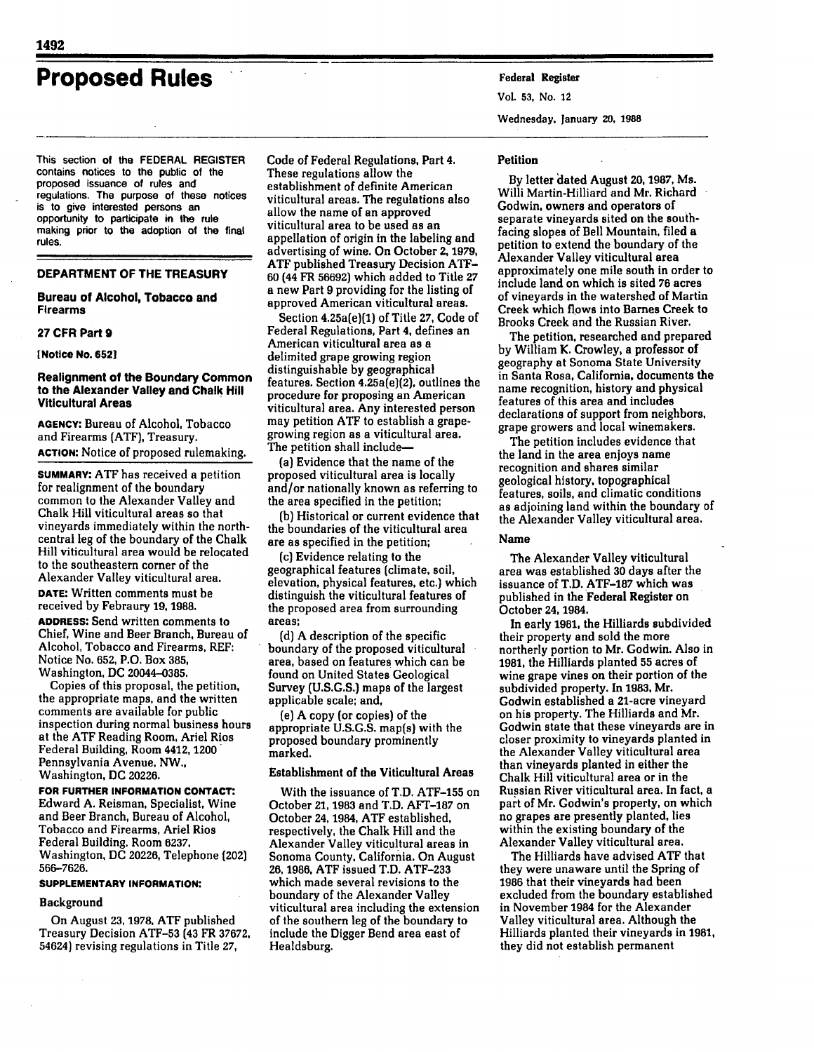# Proposed Rules

This section of the FEDERAL REGISTER contains notices to the public of the proposed issuance of rules and regulations. The purpose of these notices is to give interested persons an opportunity to participate in the rule making prior to the adoption of the final rules.

## DEPARTMENT OF THE TREASURY

## Bureau of Alcohol, Tobacco and Firearms

### 27 CFR Part 9

[Notice No. 652]

### Realignment of the Boundary Common to the Alexander Valley and Chalk Hill Viticultural Areas

**AGENCY:** Bureau of Alcohol, Tobacco and Firearms (ATF), Treasury.

**ACTION:** Notice of proposed rulemaking.

**SUMMARY:** ATF has received a petition for realignment of the boundary common to the Alexander Valley and Chalk Hill viticultural areas so that vineyards immediately within the north-central leg of the boundary of the Chalk Hill viticultural area would be relocated to the southeastern corner of the Alexander Valley viticultural area.

**DATE:** Written comments must be received by Febraury 19, 1988.

**ADDRESS:** Send written comments to Chief, Wine and Beer Branch, Bureau of Alcohol, Tobacco and Firearms, REF: Notice No. 652, P.O. Box 385, Washington, DC 20044–0385.

Copies of this proposal, the petition, the appropriate maps, and the written comments are available for public inspection during normal business hours at the ATF Reading Room, Ariel Rios Federal Building, Room 4412, 1200 Pennsylvania Avenue, NW., Washington, DC 20226.

**FOR FURTHER INFORMATION CONTACT:** Edward A. Reisman, Specialist, Wine and Beer Branch, Bureau of Alcohol, Tobacco and Firearms, Ariel Rios Federal Building, Room 6237, Washington, DC 20226, Telephone (202) 566–7626.

**SUPPLEMENTARY INFORMATION:**

### Background

On August 23, 1978, ATF published Treasury Decision ATF–53 (43 FR 37672, 54624) revising regulations in Title 27, Code of Federal Regulations, Part 4. These regulations allow the establishment of definite American viticultural areas. The regulations also allow the name of an approved viticultural area to be used as an appellation of origin in the labeling and advertising of wine. On October 2, 1979, ATF published Treasury Decision ATF–60 (44 FR 56692) which added to Title 27 a new Part 9 providing for the listing of approved American viticultural areas.

Section 4.25a(e)(1) of Title 27, Code of Federal Regulations, Part 4, defines an American viticultural area as a delimited grape growing region distinguishable by geographical features. Section 4.25a(e)(2), outlines the procedure for proposing an American viticultural area. Any interested person may petition ATF to establish a grape-growing region as a viticultural area. The petition shall include—

(a) Evidence that the name of the proposed viticultural area is locally and/or nationally known as referring to the area specified in the petition;

(b) Historical or current evidence that the boundaries of the viticultural area are as specified in the petition;

(c) Evidence relating to the geographical features (climate, soil, elevation, physical features, etc.) which distinguish the viticultural features of the proposed area from surrounding areas;

(d) A description of the specific boundary of the proposed viticultural area, based on features which can be found on United States Geological Survey (U.S.G.S.) maps of the largest applicable scale; and,

(e) A copy (or copies) of the appropriate U.S.G.S. map(s) with the proposed boundary prominently marked.

### Establishment of the Viticultural Areas

With the issuance of T.D. ATF–155 on October 21, 1983 and T.D. AFT–187 on October 24, 1984, ATF established, respectively, the Chalk Hill and the Alexander Valley viticultural areas in Sonoma County, California. On August 26, 1986, ATF issued T.D. ATF–233 which made several revisions to the boundary of the Alexander Valley viticultural area including the extension of the southern leg of the boundary to include the Digger Bend area east of Healdsburg.

### Petition

By letter dated August 20, 1987, Ms. Willi Martin-Hilliard and Mr. Richard Godwin, owners and operators of separate vineyards sited on the south-facing slopes of Bell Mountain, filed a petition to extend the boundary of the Alexander Valley viticultural area approximately one mile south in order to include land on which is sited 76 acres of vineyards in the watershed of Martin Creek which flows into Barnes Creek to Brooks Creek and the Russian River.

The petition, researched and prepared by William K. Crowley, a professor of geography at Sonoma State University in Santa Rosa, California, documents the name recognition, history and physical features of this area and includes declarations of support from neighbors, grape growers and local winemakers.

The petition includes evidence that the land in the area enjoys name recognition and shares similar geological history, topographical features, soils, and climatic conditions as adjoining land within the boundary of the Alexander Valley viticultural area.

### Name

The Alexander Valley viticultural area was established 30 days after the issuance of T.D. ATF–187 which was published in the **Federal Register** on October 24, 1984.

In early 1981, the Hilliards subdivided their property and sold the more northerly portion to Mr. Godwin. Also in 1981, the Hilliards planted 55 acres of wine grape vines on their portion of the subdivided property. In 1983, Mr. Godwin established a 21-acre vineyard on his property. The Hilliards and Mr. Godwin state that these vineyards are in closer proximity to vineyards planted in the Alexander Valley viticultural area than vineyards planted in either the Chalk Hill viticultural area or in the Russian River viticultural area. In fact, a part of Mr. Godwin's property, on which no grapes are presently planted, lies within the existing boundary of the Alexander Valley viticultural area.

The Hilliards have advised ATF that they were unaware until the Spring of 1986 that their vineyards had been excluded from the boundary established in November 1984 for the Alexander Valley viticultural area. Although the Hilliards planted their vineyards in 1981, they did not establish permanent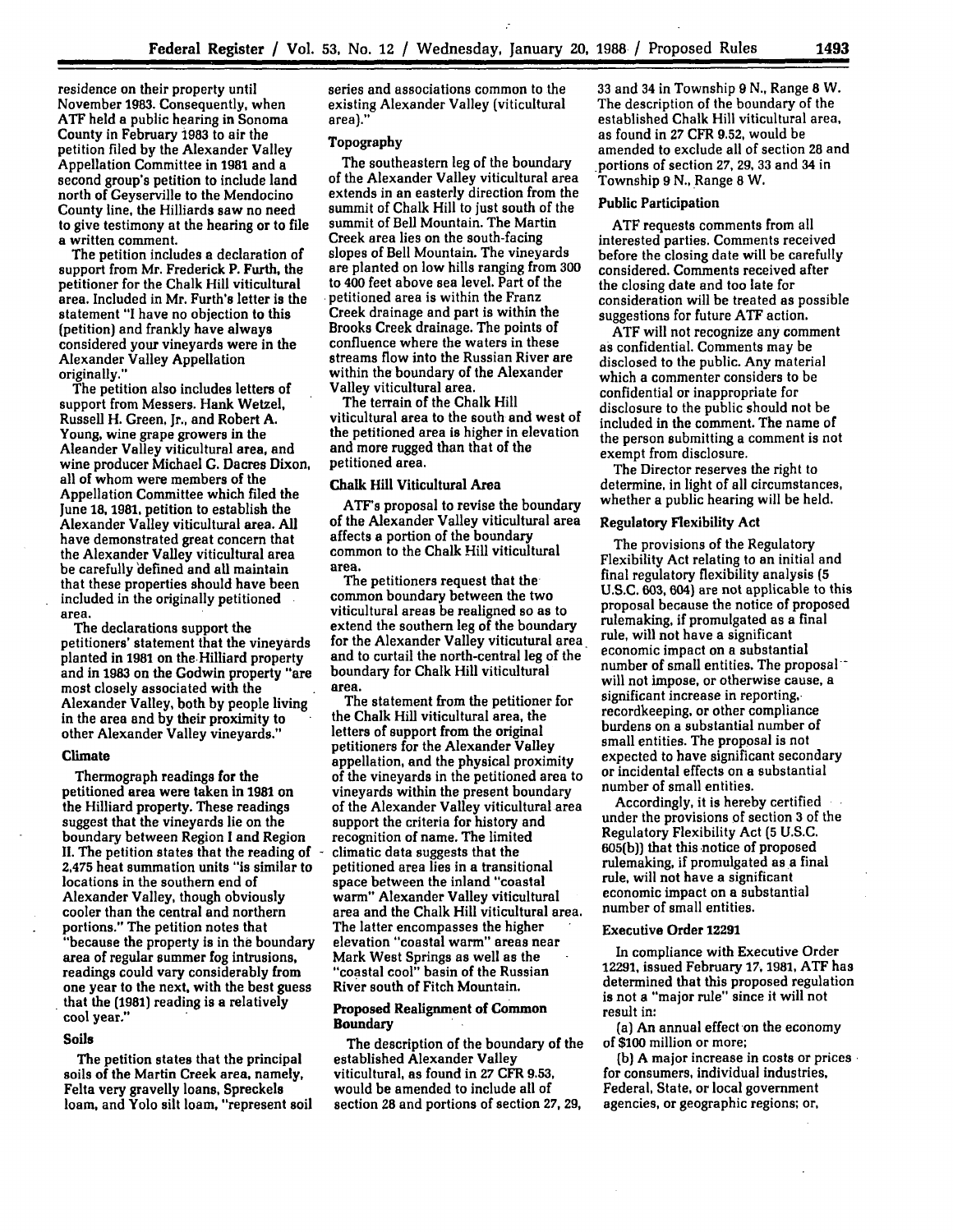residence on their property until November 1983. Consequently, when ATF held a public hearing in Sonoma County in February 1983 to air the petition filed by the Alexander Valley Appellation Committee in 1981 and a second group's petition to include land north of Geyserville to the Mendocino County line, the Hilliards saw no need to give testimony at the hearing or to file a written comment.

The petition includes a declaration of support from Mr. Frederick P. Furth, the petitioner for the Chalk Hill viticultural area. Included in Mr. Furth's letter is the statement "I have no objection to this (petition) and frankly have always considered your vineyards were in the Alexander Valley Appellation originally."

The petition also includes letters of support from Messers. Hank Wetzel, Russell H. Green, Jr., and Robert A. Young, wine grape growers in the Aleander Valley viticultural area, and wine producer Michael G. Dacres Dixon, all of whom were members of the Appellation Committee which filed the June 18, 1981, petition to establish the Alexander Valley viticultural area. All have demonstrated great concern that the Alexander Valley viticultural area be carefully defined and all maintain that these properties should have been included in the originally petitioned area.

The declarations support the petitioners' statement that the vineyards planted in 1981 on the Hilliard property and in 1983 on the Godwin property "are most closely associated with the Alexander Valley, both by people living in the area and by their proximity to other Alexander Valley vineyards."

### Climate

Thermograph readings for the petitioned area were taken in 1981 on the Hilliard property. These readings suggest that the vineyards lie on the boundary between Region I and Region II. The petition states that the reading of 2,475 heat summation units "is similar to locations in the southern end of Alexander Valley, though obviously cooler than the central and northern portions." The petition notes that "because the property is in the boundary area of regular summer fog intrusions, readings could vary considerably from one year to the next, with the best guess that the (1981) reading is a relatively cool year."

### Soils

The petition states that the principal soils of the Martin Creek area, namely, Felta very gravelly loans, Spreckels loam, and Yolo silt loam, "represent soil series and associations common to the existing Alexander Valley (viticultural area)."

### Topography

The southeastern leg of the boundary of the Alexander Valley viticultural area extends in an easterly direction from the summit of Chalk Hill to just south of the summit of Bell Mountain. The Martin Creek area lies on the south-facing slopes of Bell Mountain. The vineyards are planted on low hills ranging from 300 to 400 feet above sea level. Part of the petitioned area is within the Franz Creek drainage and part is within the Brooks Creek drainage. The points of confluence where the waters in these streams flow into the Russian River are within the boundary of the Alexander Valley viticultural area.

The terrain of the Chalk Hill viticultural area to the south and west of the petitioned area is higher in elevation and more rugged than that of the petitioned area.

### Chalk Hill Viticultural Area

ATF's proposal to revise the boundary of the Alexander Valley viticultural area affects a portion of the boundary common to the Chalk Hill viticultural area.

The petitioners request that the common boundary between the two viticultural areas be realigned so as to extend the southern leg of the boundary for the Alexander Valley viticutural area and to curtail the north-central leg of the boundary for Chalk Hill viticultural area.

The statement from the petitioner for the Chalk Hill viticultural area, the letters of support from the original petitioners for the Alexander Valley appellation, and the physical proximity of the vineyards in the petitioned area to vineyards within the present boundary of the Alexander Valley viticultural area support the criteria for history and recognition of name. The limited climatic data suggests that the petitioned area lies in a transitional space between the inland "coastal warm" Alexander Valley viticultural area and the Chalk Hill viticultural area. The latter encompasses the higher elevation "coastal warm" areas near Mark West Springs as well as the "coastal cool" basin of the Russian River south of Fitch Mountain.

### Proposed Realignment of Common Boundary

The description of the boundary of the established Alexander Valley viticultural, as found in 27 CFR 9.53, would be amended to include all of section 28 and portions of section 27, 29, 33 and 34 in Township 9 N., Range 8 W. The description of the boundary of the established Chalk Hill viticultural area, as found in 27 CFR 9.52, would be amended to exclude all of section 28 and portions of section 27, 29, 33 and 34 in Township 9 N., Range 8 W.

### Public Participation

ATF requests comments from all interested parties. Comments received before the closing date will be carefully considered. Comments received after the closing date and too late for consideration will be treated as possible suggestions for future ATF action.

ATF will not recognize any comment as confidential. Comments may be disclosed to the public. Any material which a commenter considers to be confidential or inappropriate for disclosure to the public should not be included in the comment. The name of the person submitting a comment is not exempt from disclosure.

The Director reserves the right to determine, in light of all circumstances, whether a public hearing will be held.

### Regulatory Flexibility Act

The provisions of the Regulatory Flexibility Act relating to an initial and final regulatory flexibility analysis (5 U.S.C. 603, 604) are not applicable to this proposal because the notice of proposed rulemaking, if promulgated as a final rule, will not have a significant economic impact on a substantial number of small entities. The proposal will not impose, or otherwise cause, a significant increase in reporting, recordkeeping, or other compliance burdens on a substantial number of small entities. The proposal is not expected to have significant secondary or incidental effects on a substantial number of small entities.

Accordingly, it is hereby certified under the provisions of section 3 of the Regulatory Flexibility Act (5 U.S.C. 605(b)) that this notice of proposed rulemaking, if promulgated as a final rule, will not have a significant economic impact on a substantial number of small entities.

### Executive Order 12291

In compliance with Executive Order 12291, issued February 17, 1981, ATF has determined that this proposed regulation is not a "major rule" since it will not result in:

(a) An annual effect on the economy of $100 million or more;

(b) A major increase in costs or prices for consumers, individual industries, Federal, State, or local government agencies, or geographic regions; or,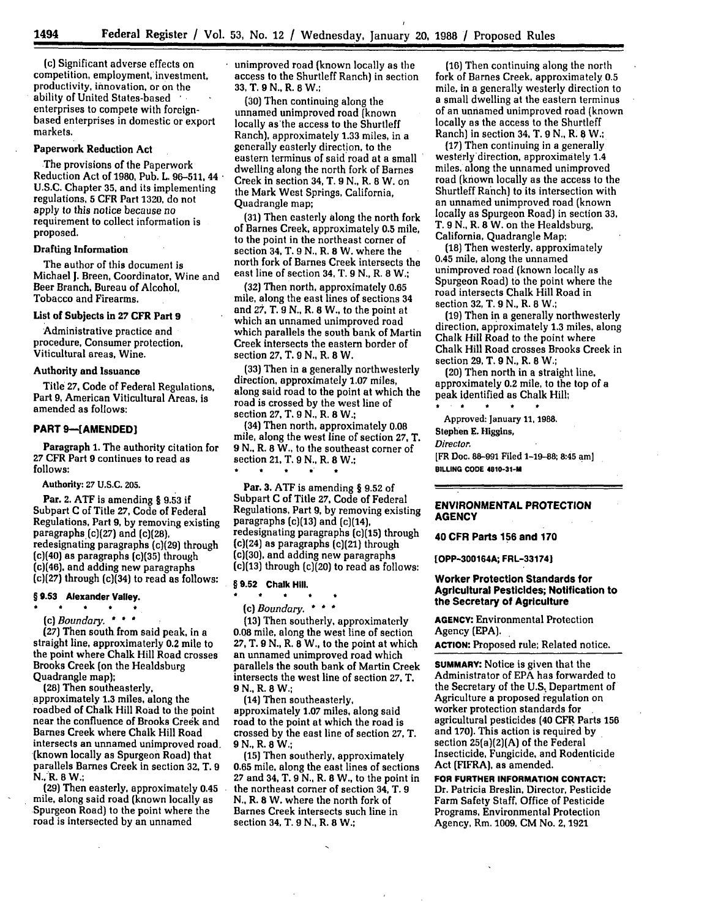(c) Significant adverse effects on competition, employment, investment, productivity, innovation, or on the ability of United States-based enterprises to compete with foreign-based enterprises in domestic or export markets.

### Paperwork Reduction Act

The provisions of the Paperwork Reduction Act of 1980, Pub. L. 96-511, 44 U.S.C. Chapter 35, and its implementing regulations, 5 CFR Part 1320, do not apply to this notice because no requirement to collect information is proposed.

### Drafting Information

The author of this document is Michael J. Breen, Coordinator, Wine and Beer Branch, Bureau of Alcohol, Tobacco and Firearms.

### List of Subjects in 27 CFR Part 9

Administrative practice and procedure, Consumer protection, Viticultural areas, Wine.

### Authority and Issuance

Title 27, Code of Federal Regulations, Part 9, American Viticultural Areas, is amended as follows:

## PART 9—[AMENDED]

**Paragraph 1.** The authority citation for 27 CFR Part 9 continues to read as follows:

Authority: 27 U.S.C. 205.

**Par. 2.** ATF is amending § 9.53 if Subpart C of Title 27, Code of Federal Regulations, Part 9, by removing existing paragraphs (c)(27) and (c)(28), redesignating paragraphs (c)(29) through (c)(40) as paragraphs (c)(35) through (c)(46), and adding new paragraphs (c)(27) through (c)(34) to read as follows:

### § 9.53 Alexander Valley.

\* \* \* \* \*

(c) *Boundary.* \* \* \*

(27) Then south from said peak, in a straight line, approximaterly 0.2 mile to the point where Chalk Hill Road crosses Brooks Creek (on the Healdsburg Quadrangle map);

(28) Then southeasterly, approximately 1.3 miles, along the roadbed of Chalk Hill Road to the point near the confluence of Brooks Creek and Barnes Creek where Chalk Hill Road intersects an unnamed unimproved road (known locally as Spurgeon Road) that parallels Barnes Creek in section 32, T. 9 N., R. 8 W.;

(29) Then easterly, approximately 0.45 mile, along said road (known locally as Spurgeon Road) to the point where the road is intersected by an unnamed unimproved road (known locally as the access to the Shurtleff Ranch) in section 33, T. 9 N., R. 8 W.;

(30) Then continuing along the unnamed unimproved road (known locally as the access to the Shurtleff Ranch), approximately 1.33 miles, in a generally easterly direction, to the eastern terminus of said road at a small dwelling along the north fork of Barnes Creek in section 34, T. 9 N., R. 8 W. on the Mark West Springs, California, Quadrangle map;

(31) Then easterly along the north fork of Barnes Creek, approximately 0.5 mile, to the point in the northeast corner of section 34, T. 9 N., R. 8 W. where the north fork of Barnes Creek intersects the east line of section 34, T. 9 N., R. 8 W.;

(32) Then north, approximately 0.65 mile, along the east lines of sections 34 and 27, T. 9 N., R. 8 W., to the point at which an unnamed unimproved road which parallels the south bank of Martin Creek intersects the eastern border of section 27, T. 9 N., R. 8 W.

(33) Then in a generally northwesterly direction, approximately 1.07 miles, along said road to the point at which the road is crossed by the west line of section 27, T. 9 N., R. 8 W.;

(34) Then north, approximately 0.08 mile, along the west line of section 27, T. 9 N., R. 8 W., to the southeast corner of section 21, T. 9 N., R. 8 W.;

\* \* \* \* \*

**Par. 3.** ATF is amending § 9.52 of Subpart C of Title 27, Code of Federal Regulations, Part 9, by removing existing paragraphs (c)(13) and (c)(14), redesignating paragraphs (c)(15) through (c)(24) as paragraphs (c)(21) through (c)(30), and adding new paragraphs (c)(13) through (c)(20) to read as follows:

### § 9.52 Chalk Hill.

\* \* \* \* \*

(c) *Boundary.* \* \* \*

(13) Then southerly, approximaterly 0.08 mile, along the west line of section 27, T. 9 N., R. 8 W., to the point at which an unnamed unimproved road which parallels the south bank of Martin Creek intersects the west line of section 27, T. 9 N., R. 8 W.;

(14) Then southeasterly, approximately 1.07 miles, along said road to the point at which the road is crossed by the east line of section 27, T. 9 N., R. 8 W.;

(15) Then southerly, approximately 0.65 mile, along the east lines of sections 27 and 34, T. 9 N., R. 8 W., to the point in the northeast corner of section 34, T. 9 N., R. 8 W. where the north fork of Barnes Creek intersects such line in section 34, T. 9 N., R. 8 W.;

(16) Then continuing along the north fork of Barnes Creek, approximately 0.5 mile, in a generally westerly direction to a small dwelling at the eastern terminus of an unnamed unimproved road (known locally as the access to the Shurtleff Ranch) in section 34, T. 9 N., R. 8 W.;

(17) Then continuing in a generally westerly direction, approximately 1.4 miles, along the unnamed unimproved road (known locally as the access to the Shurtleff Ranch) to its intersection with an unnamed unimproved road (known locally as Spurgeon Road) in section 33, T. 9 N., R. 8 W. on the Healdsburg, California, Quadrangle Map;

(18) Then westerly, approximately 0.45 mile, along the unnamed unimproved road (known locally as Spurgeon Road) to the point where the road intersects Chalk Hill Road in section 32, T. 9 N., R. 8 W.;

(19) Then in a generally northwesterly direction, approximately 1.3 miles, along Chalk Hill Road to the point where Chalk Hill Road crosses Brooks Creek in section 29, T. 9 N., R. 8 W.;

(20) Then north in a straight line, approximately 0.2 mile, to the top of a peak identified as Chalk Hill;

\* \* \* \* \*

Approved: January 11, 1988.

Stephen E. Higgins,

*Director.*

[FR Doc. 88-991 Filed 1-19-88; 8:45 am]

BILLING CODE 4810-31-M

---

## ENVIRONMENTAL PROTECTION AGENCY

### 40 CFR Parts 156 and 170

[OPP-300164A; FRL-3317-4]

### Worker Protection Standards for Agricultural Pesticides; Notification to the Secretary of Agriculture

**AGENCY:** Environmental Protection Agency (EPA).

**ACTION:** Proposed rule; Related notice.

**SUMMARY:** Notice is given that the Administrator of EPA has forwarded to the Secretary of the U.S. Department of Agriculture a proposed regulation on worker protection standards for agricultural pesticides (40 CFR Parts 156 and 170). This action is required by section 25(a)(2)(A) of the Federal Insecticide, Fungicide, and Rodenticide Act (FIFRA), as amended.

**FOR FURTHER INFORMATION CONTACT:** Dr. Patricia Breslin, Director, Pesticide Farm Safety Staff, Office of Pesticide Programs, Environmental Protection Agency, Rm. 1009, CM No. 2, 1921